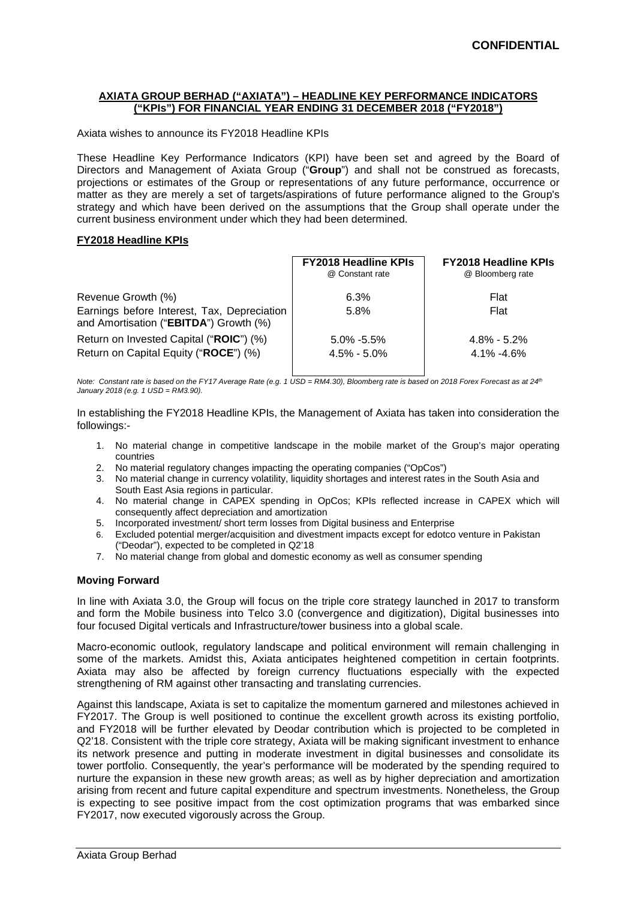**CONFIDENTIAL**

## AXIATA GROUP BERHAD ("AXIATA") – HEADLINE KEY PERFORMANCE INDICATORS ("KPIs") FOR FINANCIAL YEAR ENDING 31 DECEMBER 2018 ("FY2018")

Axiata wishes to announce its FY2018 Headline KPIs

These Headline Key Performance Indicators (KPI) have been set and agreed by the Board of Directors and Management of Axiata Group ("**Group**") and shall not be construed as forecasts, projections or estimates of the Group or representations of any future performance, occurrence or matter as they are merely a set of targets/aspirations of future performance aligned to the Group's strategy and which have been derived on the assumptions that the Group shall operate under the current business environment under which they had been determined.

### FY2018 Headline KPIs

| | FY2018 Headline KPIs @ Constant rate | FY2018 Headline KPIs @ Bloomberg rate |
|---|---|---|
| Revenue Growth (%) | 6.3% | Flat |
| Earnings before Interest, Tax, Depreciation and Amortisation ("**EBITDA**") Growth (%) | 5.8% | Flat |
| Return on Invested Capital ("**ROIC**") (%) | 5.0% -5.5% | 4.8% - 5.2% |
| Return on Capital Equity ("**ROCE**") (%) | 4.5% - 5.0% | 4.1% -4.6% |

*Note: Constant rate is based on the FY17 Average Rate (e.g. 1 USD = RM4.30), Bloomberg rate is based on 2018 Forex Forecast as at 24th January 2018 (e.g. 1 USD = RM3.90).*

In establishing the FY2018 Headline KPIs, the Management of Axiata has taken into consideration the followings:-

1. No material change in competitive landscape in the mobile market of the Group's major operating countries
2. No material regulatory changes impacting the operating companies ("OpCos")
3. No material change in currency volatility, liquidity shortages and interest rates in the South Asia and South East Asia regions in particular.
4. No material change in CAPEX spending in OpCos; KPIs reflected increase in CAPEX which will consequently affect depreciation and amortization
5. Incorporated investment/ short term losses from Digital business and Enterprise
6. Excluded potential merger/acquisition and divestment impacts except for edotco venture in Pakistan ("Deodar"), expected to be completed in Q2'18
7. No material change from global and domestic economy as well as consumer spending

### Moving Forward

In line with Axiata 3.0, the Group will focus on the triple core strategy launched in 2017 to transform and form the Mobile business into Telco 3.0 (convergence and digitization), Digital businesses into four focused Digital verticals and Infrastructure/tower business into a global scale.

Macro-economic outlook, regulatory landscape and political environment will remain challenging in some of the markets. Amidst this, Axiata anticipates heightened competition in certain footprints. Axiata may also be affected by foreign currency fluctuations especially with the expected strengthening of RM against other transacting and translating currencies.

Against this landscape, Axiata is set to capitalize the momentum garnered and milestones achieved in FY2017. The Group is well positioned to continue the excellent growth across its existing portfolio, and FY2018 will be further elevated by Deodar contribution which is projected to be completed in Q2'18. Consistent with the triple core strategy, Axiata will be making significant investment to enhance its network presence and putting in moderate investment in digital businesses and consolidate its tower portfolio. Consequently, the year's performance will be moderated by the spending required to nurture the expansion in these new growth areas; as well as by higher depreciation and amortization arising from recent and future capital expenditure and spectrum investments. Nonetheless, the Group is expecting to see positive impact from the cost optimization programs that was embarked since FY2017, now executed vigorously across the Group.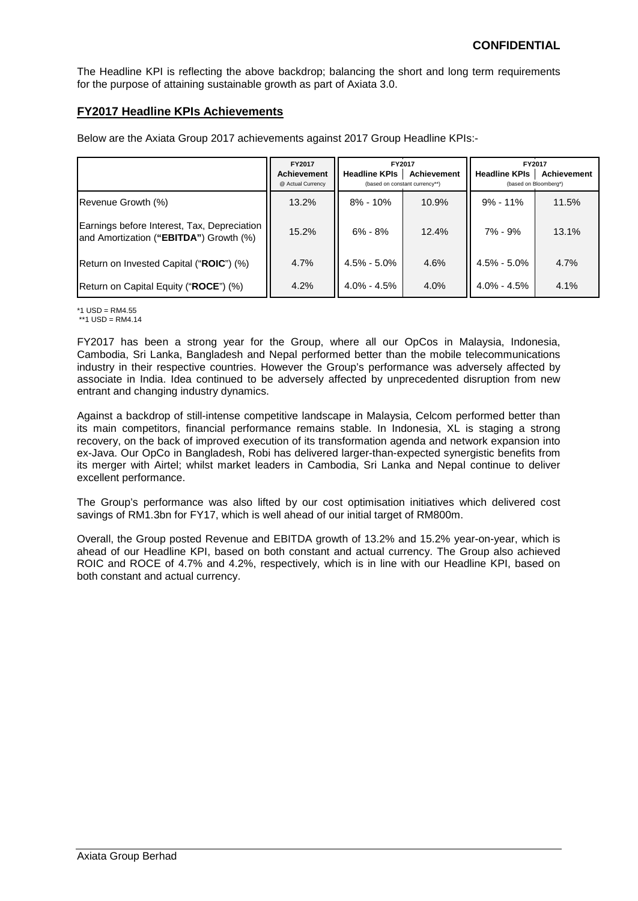The Headline KPI is reflecting the above backdrop; balancing the short and long term requirements for the purpose of attaining sustainable growth as part of Axiata 3.0.

## FY2017 Headline KPIs Achievements

Below are the Axiata Group 2017 achievements against 2017 Group Headline KPIs:-

| | FY2017 Achievement @ Actual Currency | FY2017 (based on constant currency**) | | FY2017 (based on Bloomberg*) | |
|---|---|---|---|---|---|
| | | Headline KPIs | Achievement | Headline KPIs | Achievement |
| Revenue Growth (%) | 13.2% | 8% - 10% | 10.9% | 9% - 11% | 11.5% |
| Earnings before Interest, Tax, Depreciation and Amortization (**"EBITDA"**) Growth (%) | 15.2% | 6% - 8% | 12.4% | 7% - 9% | 13.1% |
| Return on Invested Capital ("**ROIC**") (%) | 4.7% | 4.5% - 5.0% | 4.6% | 4.5% - 5.0% | 4.7% |
| Return on Capital Equity ("**ROCE**") (%) | 4.2% | 4.0% - 4.5% | 4.0% | 4.0% - 4.5% | 4.1% |

*1 USD = RM4.55
**1 USD = RM4.14

FY2017 has been a strong year for the Group, where all our OpCos in Malaysia, Indonesia, Cambodia, Sri Lanka, Bangladesh and Nepal performed better than the mobile telecommunications industry in their respective countries. However the Group's performance was adversely affected by associate in India. Idea continued to be adversely affected by unprecedented disruption from new entrant and changing industry dynamics.

Against a backdrop of still-intense competitive landscape in Malaysia, Celcom performed better than its main competitors, financial performance remains stable. In Indonesia, XL is staging a strong recovery, on the back of improved execution of its transformation agenda and network expansion into ex-Java. Our OpCo in Bangladesh, Robi has delivered larger-than-expected synergistic benefits from its merger with Airtel; whilst market leaders in Cambodia, Sri Lanka and Nepal continue to deliver excellent performance.

The Group's performance was also lifted by our cost optimisation initiatives which delivered cost savings of RM1.3bn for FY17, which is well ahead of our initial target of RM800m.

Overall, the Group posted Revenue and EBITDA growth of 13.2% and 15.2% year-on-year, which is ahead of our Headline KPI, based on both constant and actual currency. The Group also achieved ROIC and ROCE of 4.7% and 4.2%, respectively, which is in line with our Headline KPI, based on both constant and actual currency.